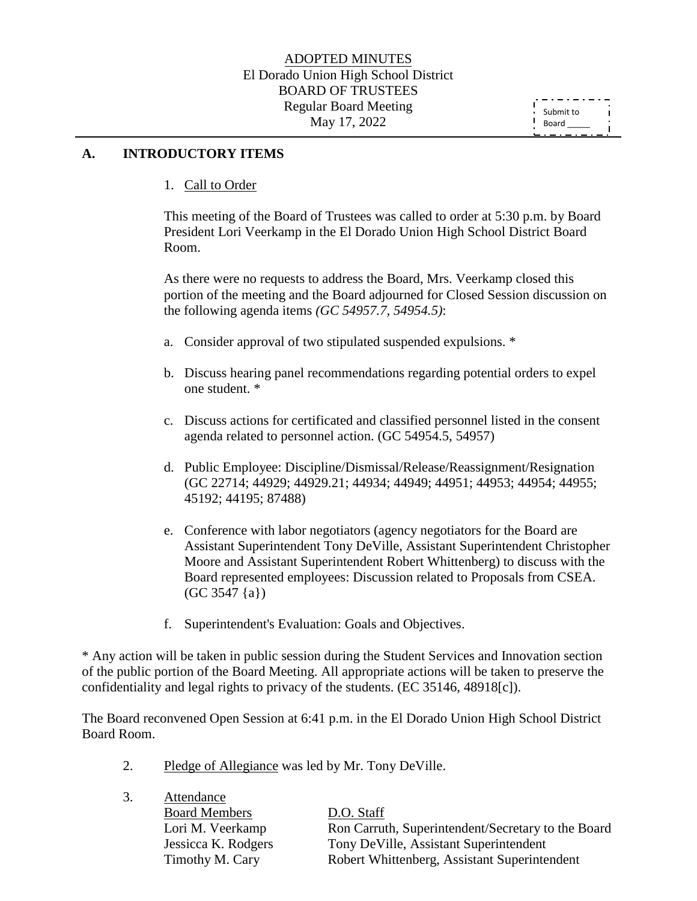ADOPTED MINUTES
El Dorado Union High School District
BOARD OF TRUSTEES
Regular Board Meeting
May 17, 2022

Submit to Board _____

## A. INTRODUCTORY ITEMS

1. Call to Order

This meeting of the Board of Trustees was called to order at 5:30 p.m. by Board President Lori Veerkamp in the El Dorado Union High School District Board Room.

As there were no requests to address the Board, Mrs. Veerkamp closed this portion of the meeting and the Board adjourned for Closed Session discussion on the following agenda items *(GC 54957.7, 54954.5)*:

a. Consider approval of two stipulated suspended expulsions. *

b. Discuss hearing panel recommendations regarding potential orders to expel one student. *

c. Discuss actions for certificated and classified personnel listed in the consent agenda related to personnel action. (GC 54954.5, 54957)

d. Public Employee: Discipline/Dismissal/Release/Reassignment/Resignation (GC 22714; 44929; 44929.21; 44934; 44949; 44951; 44953; 44954; 44955; 45192; 44195; 87488)

e. Conference with labor negotiators (agency negotiators for the Board are Assistant Superintendent Tony DeVille, Assistant Superintendent Christopher Moore and Assistant Superintendent Robert Whittenberg) to discuss with the Board represented employees: Discussion related to Proposals from CSEA. (GC 3547 {a})

f. Superintendent's Evaluation: Goals and Objectives.

* Any action will be taken in public session during the Student Services and Innovation section of the public portion of the Board Meeting. All appropriate actions will be taken to preserve the confidentiality and legal rights to privacy of the students. (EC 35146, 48918[c]).

The Board reconvened Open Session at 6:41 p.m. in the El Dorado Union High School District Board Room.

2. Pledge of Allegiance was led by Mr. Tony DeVille.

3. Attendance

| Board Members | D.O. Staff |
|---|---|
| Lori M. Veerkamp | Ron Carruth, Superintendent/Secretary to the Board |
| Jessicca K. Rodgers | Tony DeVille, Assistant Superintendent |
| Timothy M. Cary | Robert Whittenberg, Assistant Superintendent |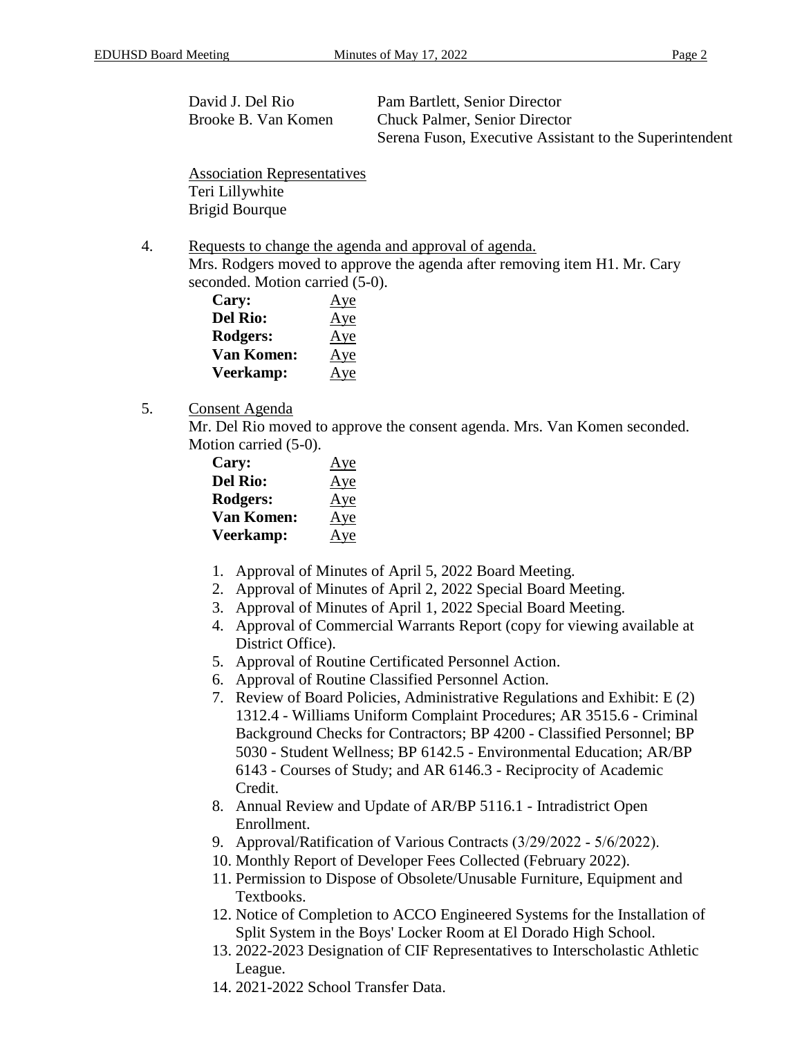| | |
|---|---|
| David J. Del Rio | Pam Bartlett, Senior Director |
| Brooke B. Van Komen | Chuck Palmer, Senior Director |
| | Serena Fuson, Executive Assistant to the Superintendent |

Association Representatives
Teri Lillywhite
Brigid Bourque

4. Requests to change the agenda and approval of agenda.
   Mrs. Rodgers moved to approve the agenda after removing item H1. Mr. Cary seconded. Motion carried (5-0).

   | | |
   |---|---|
   | **Cary:** | Aye |
   | **Del Rio:** | Aye |
   | **Rodgers:** | Aye |
   | **Van Komen:** | Aye |
   | **Veerkamp:** | Aye |

5. Consent Agenda
   Mr. Del Rio moved to approve the consent agenda. Mrs. Van Komen seconded. Motion carried (5-0).

   | | |
   |---|---|
   | **Cary:** | Aye |
   | **Del Rio:** | Aye |
   | **Rodgers:** | Aye |
   | **Van Komen:** | Aye |
   | **Veerkamp:** | Aye |

   1. Approval of Minutes of April 5, 2022 Board Meeting.
   2. Approval of Minutes of April 2, 2022 Special Board Meeting.
   3. Approval of Minutes of April 1, 2022 Special Board Meeting.
   4. Approval of Commercial Warrants Report (copy for viewing available at District Office).
   5. Approval of Routine Certificated Personnel Action.
   6. Approval of Routine Classified Personnel Action.
   7. Review of Board Policies, Administrative Regulations and Exhibit: E (2) 1312.4 - Williams Uniform Complaint Procedures; AR 3515.6 - Criminal Background Checks for Contractors; BP 4200 - Classified Personnel; BP 5030 - Student Wellness; BP 6142.5 - Environmental Education; AR/BP 6143 - Courses of Study; and AR 6146.3 - Reciprocity of Academic Credit.
   8. Annual Review and Update of AR/BP 5116.1 - Intradistrict Open Enrollment.
   9. Approval/Ratification of Various Contracts (3/29/2022 - 5/6/2022).
   10. Monthly Report of Developer Fees Collected (February 2022).
   11. Permission to Dispose of Obsolete/Unusable Furniture, Equipment and Textbooks.
   12. Notice of Completion to ACCO Engineered Systems for the Installation of Split System in the Boys' Locker Room at El Dorado High School.
   13. 2022-2023 Designation of CIF Representatives to Interscholastic Athletic League.
   14. 2021-2022 School Transfer Data.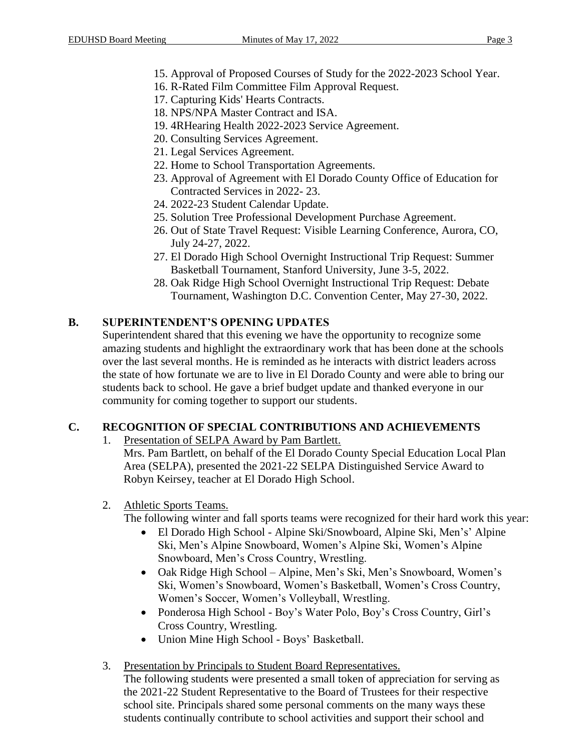15. Approval of Proposed Courses of Study for the 2022-2023 School Year.
16. R-Rated Film Committee Film Approval Request.
17. Capturing Kids' Hearts Contracts.
18. NPS/NPA Master Contract and ISA.
19. 4RHearing Health 2022-2023 Service Agreement.
20. Consulting Services Agreement.
21. Legal Services Agreement.
22. Home to School Transportation Agreements.
23. Approval of Agreement with El Dorado County Office of Education for Contracted Services in 2022- 23.
24. 2022-23 Student Calendar Update.
25. Solution Tree Professional Development Purchase Agreement.
26. Out of State Travel Request: Visible Learning Conference, Aurora, CO, July 24-27, 2022.
27. El Dorado High School Overnight Instructional Trip Request: Summer Basketball Tournament, Stanford University, June 3-5, 2022.
28. Oak Ridge High School Overnight Instructional Trip Request: Debate Tournament, Washington D.C. Convention Center, May 27-30, 2022.

## B. SUPERINTENDENT'S OPENING UPDATES

Superintendent shared that this evening we have the opportunity to recognize some amazing students and highlight the extraordinary work that has been done at the schools over the last several months. He is reminded as he interacts with district leaders across the state of how fortunate we are to live in El Dorado County and were able to bring our students back to school. He gave a brief budget update and thanked everyone in our community for coming together to support our students.

## C. RECOGNITION OF SPECIAL CONTRIBUTIONS AND ACHIEVEMENTS

1. Presentation of SELPA Award by Pam Bartlett.
   Mrs. Pam Bartlett, on behalf of the El Dorado County Special Education Local Plan Area (SELPA), presented the 2021-22 SELPA Distinguished Service Award to Robyn Keirsey, teacher at El Dorado High School.

2. Athletic Sports Teams.
   The following winter and fall sports teams were recognized for their hard work this year:
   - El Dorado High School - Alpine Ski/Snowboard, Alpine Ski, Men's' Alpine Ski, Men's Alpine Snowboard, Women's Alpine Ski, Women's Alpine Snowboard, Men's Cross Country, Wrestling.
   - Oak Ridge High School – Alpine, Men's Ski, Men's Snowboard, Women's Ski, Women's Snowboard, Women's Basketball, Women's Cross Country, Women's Soccer, Women's Volleyball, Wrestling.
   - Ponderosa High School - Boy's Water Polo, Boy's Cross Country, Girl's Cross Country, Wrestling.
   - Union Mine High School - Boys' Basketball.

3. Presentation by Principals to Student Board Representatives.
   The following students were presented a small token of appreciation for serving as the 2021-22 Student Representative to the Board of Trustees for their respective school site. Principals shared some personal comments on the many ways these students continually contribute to school activities and support their school and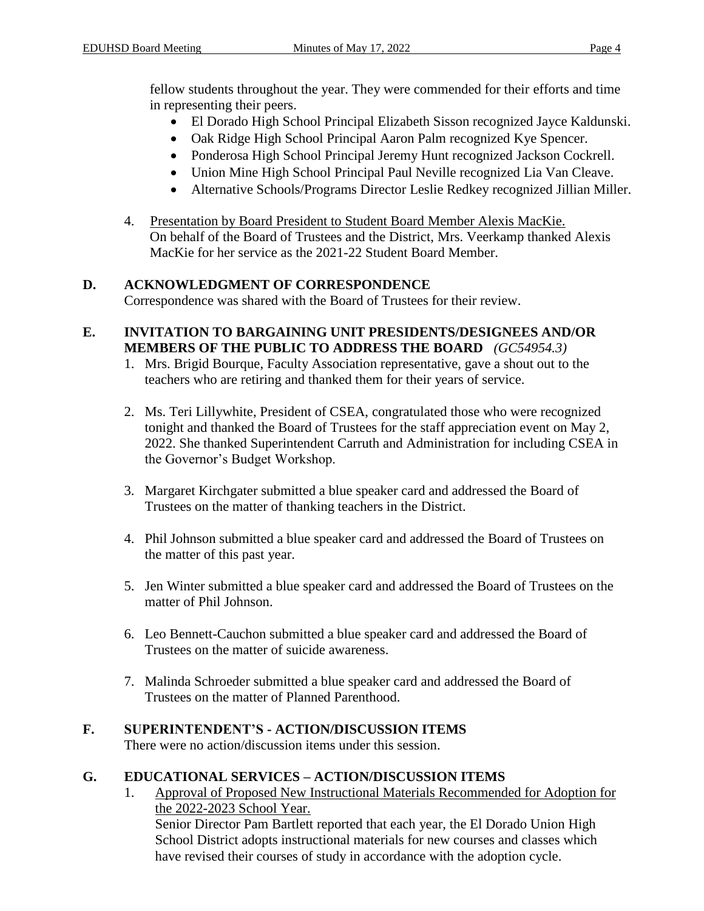fellow students throughout the year. They were commended for their efforts and time in representing their peers.

- El Dorado High School Principal Elizabeth Sisson recognized Jayce Kaldunski.
- Oak Ridge High School Principal Aaron Palm recognized Kye Spencer.
- Ponderosa High School Principal Jeremy Hunt recognized Jackson Cockrell.
- Union Mine High School Principal Paul Neville recognized Lia Van Cleave.
- Alternative Schools/Programs Director Leslie Redkey recognized Jillian Miller.

4. Presentation by Board President to Student Board Member Alexis MacKie.
   On behalf of the Board of Trustees and the District, Mrs. Veerkamp thanked Alexis MacKie for her service as the 2021-22 Student Board Member.

## D. ACKNOWLEDGMENT OF CORRESPONDENCE

Correspondence was shared with the Board of Trustees for their review.

## E. INVITATION TO BARGAINING UNIT PRESIDENTS/DESIGNEES AND/OR MEMBERS OF THE PUBLIC TO ADDRESS THE BOARD *(GC54954.3)*

1. Mrs. Brigid Bourque, Faculty Association representative, gave a shout out to the teachers who are retiring and thanked them for their years of service.

2. Ms. Teri Lillywhite, President of CSEA, congratulated those who were recognized tonight and thanked the Board of Trustees for the staff appreciation event on May 2, 2022. She thanked Superintendent Carruth and Administration for including CSEA in the Governor's Budget Workshop.

3. Margaret Kirchgater submitted a blue speaker card and addressed the Board of Trustees on the matter of thanking teachers in the District.

4. Phil Johnson submitted a blue speaker card and addressed the Board of Trustees on the matter of this past year.

5. Jen Winter submitted a blue speaker card and addressed the Board of Trustees on the matter of Phil Johnson.

6. Leo Bennett-Cauchon submitted a blue speaker card and addressed the Board of Trustees on the matter of suicide awareness.

7. Malinda Schroeder submitted a blue speaker card and addressed the Board of Trustees on the matter of Planned Parenthood.

## F. SUPERINTENDENT'S - ACTION/DISCUSSION ITEMS

There were no action/discussion items under this session.

## G. EDUCATIONAL SERVICES – ACTION/DISCUSSION ITEMS

1. Approval of Proposed New Instructional Materials Recommended for Adoption for the 2022-2023 School Year.
   Senior Director Pam Bartlett reported that each year, the El Dorado Union High School District adopts instructional materials for new courses and classes which have revised their courses of study in accordance with the adoption cycle.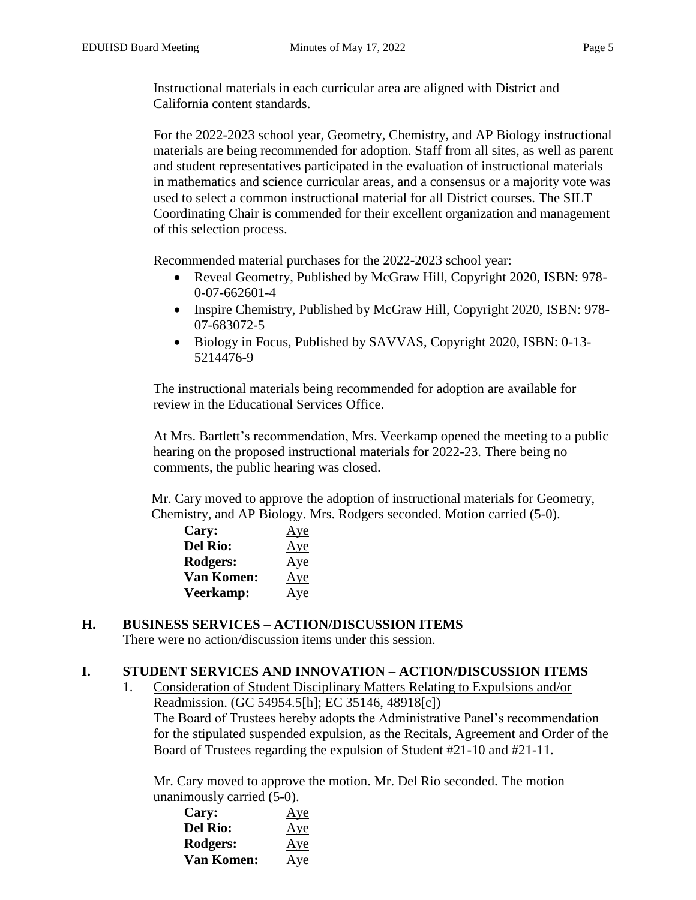Instructional materials in each curricular area are aligned with District and California content standards.

For the 2022-2023 school year, Geometry, Chemistry, and AP Biology instructional materials are being recommended for adoption. Staff from all sites, as well as parent and student representatives participated in the evaluation of instructional materials in mathematics and science curricular areas, and a consensus or a majority vote was used to select a common instructional material for all District courses. The SILT Coordinating Chair is commended for their excellent organization and management of this selection process.

Recommended material purchases for the 2022-2023 school year:

- Reveal Geometry, Published by McGraw Hill, Copyright 2020, ISBN: 978-0-07-662601-4
- Inspire Chemistry, Published by McGraw Hill, Copyright 2020, ISBN: 978-07-683072-5
- Biology in Focus, Published by SAVVAS, Copyright 2020, ISBN: 0-13-5214476-9

The instructional materials being recommended for adoption are available for review in the Educational Services Office.

At Mrs. Bartlett's recommendation, Mrs. Veerkamp opened the meeting to a public hearing on the proposed instructional materials for 2022-23. There being no comments, the public hearing was closed.

Mr. Cary moved to approve the adoption of instructional materials for Geometry, Chemistry, and AP Biology. Mrs. Rodgers seconded. Motion carried (5-0).

**Cary:** Aye
**Del Rio:** Aye
**Rodgers:** Aye
**Van Komen:** Aye
**Veerkamp:** Aye

## H. BUSINESS SERVICES – ACTION/DISCUSSION ITEMS

There were no action/discussion items under this session.

## I. STUDENT SERVICES AND INNOVATION – ACTION/DISCUSSION ITEMS

1. Consideration of Student Disciplinary Matters Relating to Expulsions and/or Readmission. (GC 54954.5[h]; EC 35146, 48918[c])
   The Board of Trustees hereby adopts the Administrative Panel's recommendation for the stipulated suspended expulsion, as the Recitals, Agreement and Order of the Board of Trustees regarding the expulsion of Student #21-10 and #21-11.

   Mr. Cary moved to approve the motion. Mr. Del Rio seconded. The motion unanimously carried (5-0).

   **Cary:** Aye
   **Del Rio:** Aye
   **Rodgers:** Aye
   **Van Komen:** Aye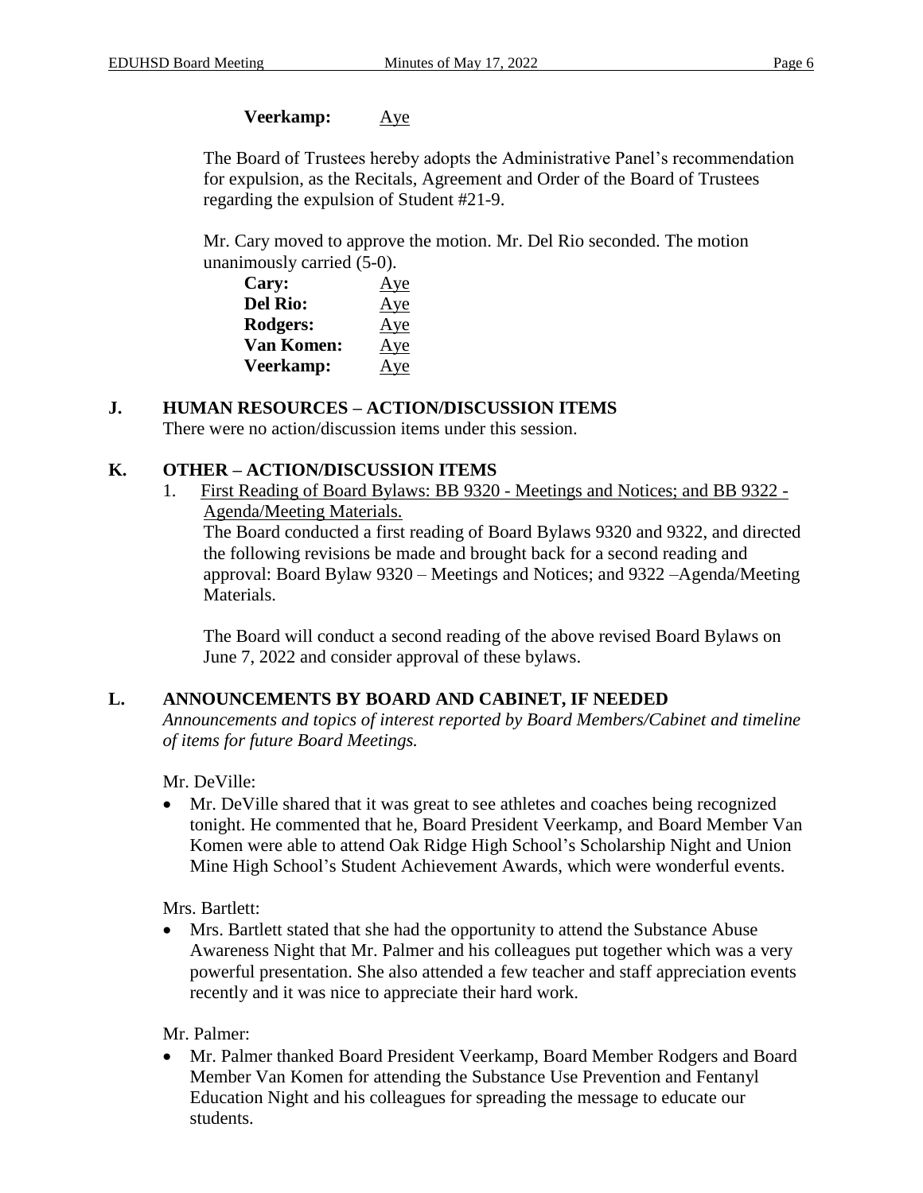**Veerkamp:** Aye

The Board of Trustees hereby adopts the Administrative Panel's recommendation for expulsion, as the Recitals, Agreement and Order of the Board of Trustees regarding the expulsion of Student #21-9.

Mr. Cary moved to approve the motion. Mr. Del Rio seconded. The motion unanimously carried (5-0).

**Cary:** Aye
**Del Rio:** Aye
**Rodgers:** Aye
**Van Komen:** Aye
**Veerkamp:** Aye

## J. HUMAN RESOURCES – ACTION/DISCUSSION ITEMS

There were no action/discussion items under this session.

## K. OTHER – ACTION/DISCUSSION ITEMS

1. First Reading of Board Bylaws: BB 9320 - Meetings and Notices; and BB 9322 - Agenda/Meeting Materials.

   The Board conducted a first reading of Board Bylaws 9320 and 9322, and directed the following revisions be made and brought back for a second reading and approval: Board Bylaw 9320 – Meetings and Notices; and 9322 –Agenda/Meeting Materials.

   The Board will conduct a second reading of the above revised Board Bylaws on June 7, 2022 and consider approval of these bylaws.

## L. ANNOUNCEMENTS BY BOARD AND CABINET, IF NEEDED

*Announcements and topics of interest reported by Board Members/Cabinet and timeline of items for future Board Meetings.*

Mr. DeVille:

- Mr. DeVille shared that it was great to see athletes and coaches being recognized tonight. He commented that he, Board President Veerkamp, and Board Member Van Komen were able to attend Oak Ridge High School's Scholarship Night and Union Mine High School's Student Achievement Awards, which were wonderful events.

Mrs. Bartlett:

- Mrs. Bartlett stated that she had the opportunity to attend the Substance Abuse Awareness Night that Mr. Palmer and his colleagues put together which was a very powerful presentation. She also attended a few teacher and staff appreciation events recently and it was nice to appreciate their hard work.

Mr. Palmer:

- Mr. Palmer thanked Board President Veerkamp, Board Member Rodgers and Board Member Van Komen for attending the Substance Use Prevention and Fentanyl Education Night and his colleagues for spreading the message to educate our students.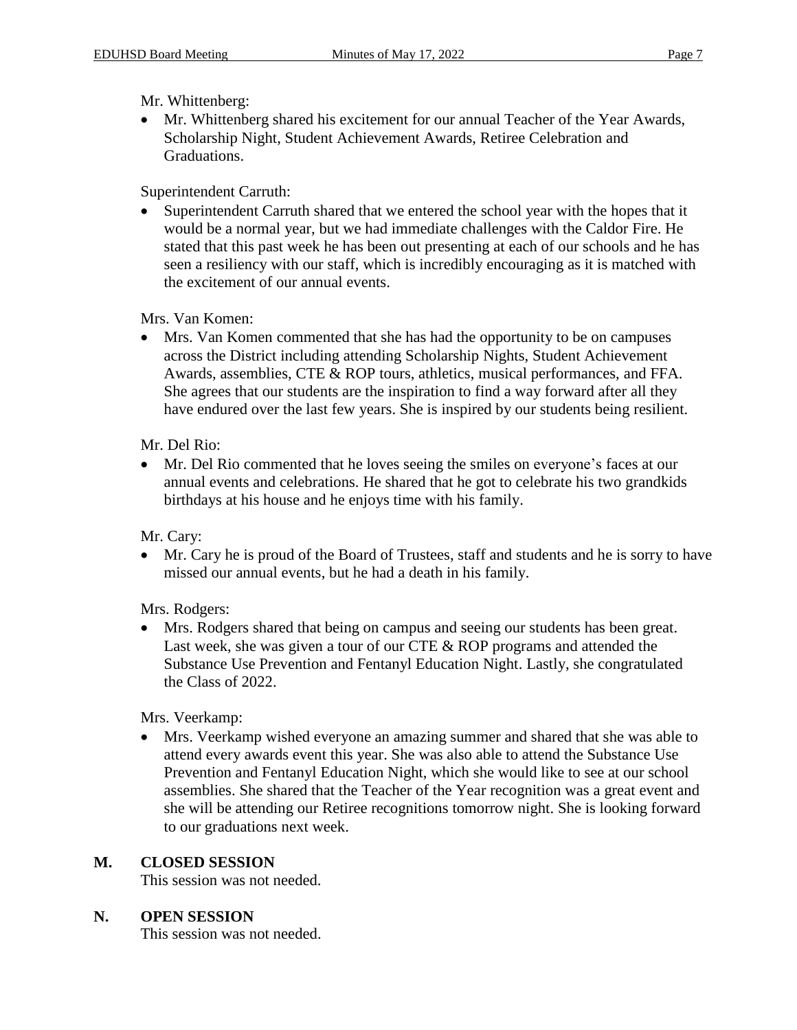Mr. Whittenberg:

- Mr. Whittenberg shared his excitement for our annual Teacher of the Year Awards, Scholarship Night, Student Achievement Awards, Retiree Celebration and Graduations.

Superintendent Carruth:

- Superintendent Carruth shared that we entered the school year with the hopes that it would be a normal year, but we had immediate challenges with the Caldor Fire. He stated that this past week he has been out presenting at each of our schools and he has seen a resiliency with our staff, which is incredibly encouraging as it is matched with the excitement of our annual events.

Mrs. Van Komen:

- Mrs. Van Komen commented that she has had the opportunity to be on campuses across the District including attending Scholarship Nights, Student Achievement Awards, assemblies, CTE & ROP tours, athletics, musical performances, and FFA. She agrees that our students are the inspiration to find a way forward after all they have endured over the last few years. She is inspired by our students being resilient.

Mr. Del Rio:

- Mr. Del Rio commented that he loves seeing the smiles on everyone's faces at our annual events and celebrations. He shared that he got to celebrate his two grandkids birthdays at his house and he enjoys time with his family.

Mr. Cary:

- Mr. Cary he is proud of the Board of Trustees, staff and students and he is sorry to have missed our annual events, but he had a death in his family.

Mrs. Rodgers:

- Mrs. Rodgers shared that being on campus and seeing our students has been great. Last week, she was given a tour of our CTE & ROP programs and attended the Substance Use Prevention and Fentanyl Education Night. Lastly, she congratulated the Class of 2022.

Mrs. Veerkamp:

- Mrs. Veerkamp wished everyone an amazing summer and shared that she was able to attend every awards event this year. She was also able to attend the Substance Use Prevention and Fentanyl Education Night, which she would like to see at our school assemblies. She shared that the Teacher of the Year recognition was a great event and she will be attending our Retiree recognitions tomorrow night. She is looking forward to our graduations next week.

## M. CLOSED SESSION

This session was not needed.

## N. OPEN SESSION

This session was not needed.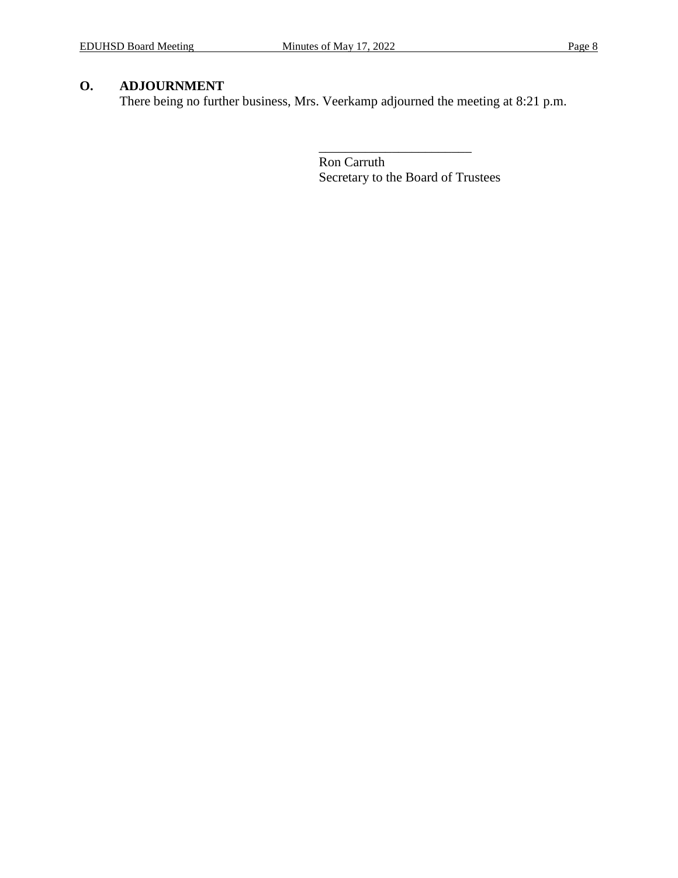## O. ADJOURNMENT

There being no further business, Mrs. Veerkamp adjourned the meeting at 8:21 p.m.

\_\_\_\_\_\_\_\_\_\_\_\_\_\_\_\_\_\_\_\_\_\_\_\_

Ron Carruth
Secretary to the Board of Trustees